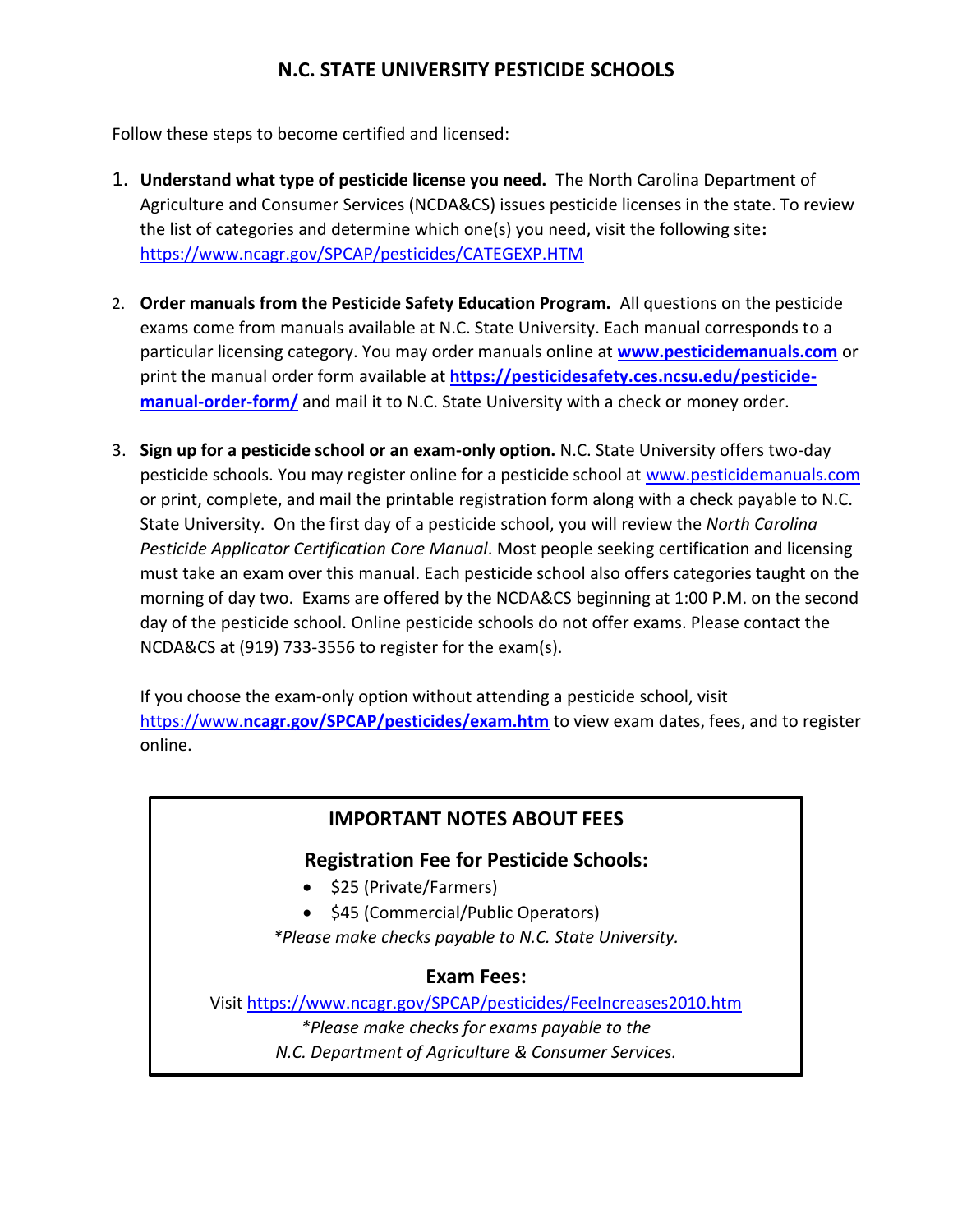# N.C. STATE UNIVERSITY PESTICIDE SCHOOLS

Follow these steps to become certified and licensed:

1. **Understand what type of pesticide license you need.** The North Carolina Department of Agriculture and Consumer Services (NCDA&CS) issues pesticide licenses in the state. To review the list of categories and determine which one(s) you need, visit the following site**:** https://www.ncagr.gov/SPCAP/pesticides/CATEGEXP.HTM

2. **Order manuals from the Pesticide Safety Education Program.** All questions on the pesticide exams come from manuals available at N.C. State University. Each manual corresponds to a particular licensing category. You may order manuals online at **www.pesticidemanuals.com** or print the manual order form available at **https://pesticidesafety.ces.ncsu.edu/pesticide-manual-order-form/** and mail it to N.C. State University with a check or money order.

3. **Sign up for a pesticide school or an exam-only option.** N.C. State University offers two-day pesticide schools. You may register online for a pesticide school at www.pesticidemanuals.com or print, complete, and mail the printable registration form along with a check payable to N.C. State University. On the first day of a pesticide school, you will review the *North Carolina Pesticide Applicator Certification Core Manual*. Most people seeking certification and licensing must take an exam over this manual. Each pesticide school also offers categories taught on the morning of day two. Exams are offered by the NCDA&CS beginning at 1:00 P.M. on the second day of the pesticide school. Online pesticide schools do not offer exams. Please contact the NCDA&CS at (919) 733-3556 to register for the exam(s).

   If you choose the exam-only option without attending a pesticide school, visit https://www.**ncagr.gov/SPCAP/pesticides/exam.htm** to view exam dates, fees, and to register online.

## IMPORTANT NOTES ABOUT FEES

### Registration Fee for Pesticide Schools:

- $25 (Private/Farmers)
- $45 (Commercial/Public Operators)

*\*Please make checks payable to N.C. State University.*

### Exam Fees:

Visit https://www.ncagr.gov/SPCAP/pesticides/FeeIncreases2010.htm

*\*Please make checks for exams payable to the N.C. Department of Agriculture & Consumer Services.*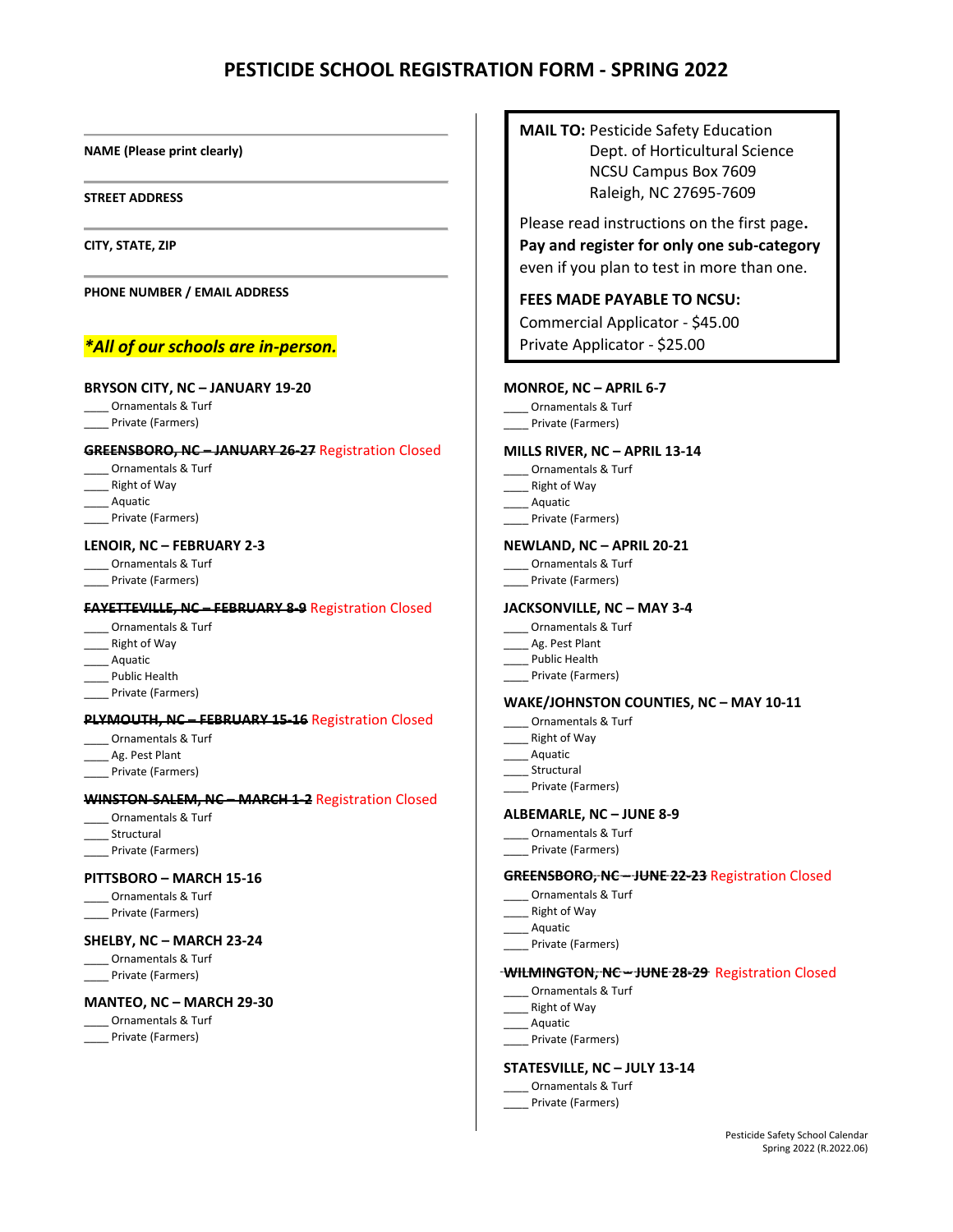# PESTICIDE SCHOOL REGISTRATION FORM - SPRING 2022

**NAME (Please print clearly)**

**STREET ADDRESS**

**CITY, STATE, ZIP**

**PHONE NUMBER / EMAIL ADDRESS**

***All of our schools are in-person.***

**MAIL TO:** Pesticide Safety Education
Dept. of Horticultural Science
NCSU Campus Box 7609
Raleigh, NC 27695-7609

Please read instructions on the first page. **Pay and register for only one sub-category** even if you plan to test in more than one.

**FEES MADE PAYABLE TO NCSU:**
Commercial Applicator - $45.00
Private Applicator - $25.00

**BRYSON CITY, NC – JANUARY 19-20**
____ Ornamentals & Turf
____ Private (Farmers)

~~**GREENSBORO, NC – JANUARY 26-27**~~ Registration Closed
____ Ornamentals & Turf
____ Right of Way
____ Aquatic
____ Private (Farmers)

**LENOIR, NC – FEBRUARY 2-3**
____ Ornamentals & Turf
____ Private (Farmers)

~~**FAYETTEVILLE, NC – FEBRUARY 8-9**~~ Registration Closed
____ Ornamentals & Turf
____ Right of Way
____ Aquatic
____ Public Health
____ Private (Farmers)

~~**PLYMOUTH, NC – FEBRUARY 15-16**~~ Registration Closed
____ Ornamentals & Turf
____ Ag. Pest Plant
____ Private (Farmers)

~~**WINSTON-SALEM, NC – MARCH 1-2**~~ Registration Closed
____ Ornamentals & Turf
____ Structural
____ Private (Farmers)

**PITTSBORO – MARCH 15-16**
____ Ornamentals & Turf
____ Private (Farmers)

**SHELBY, NC – MARCH 23-24**
____ Ornamentals & Turf
____ Private (Farmers)

**MANTEO, NC – MARCH 29-30**
____ Ornamentals & Turf
____ Private (Farmers)

**MONROE, NC – APRIL 6-7**
____ Ornamentals & Turf
____ Private (Farmers)

**MILLS RIVER, NC – APRIL 13-14**
____ Ornamentals & Turf
____ Right of Way
____ Aquatic
____ Private (Farmers)

**NEWLAND, NC – APRIL 20-21**
____ Ornamentals & Turf
____ Private (Farmers)

**JACKSONVILLE, NC – MAY 3-4**
____ Ornamentals & Turf
____ Ag. Pest Plant
____ Public Health
____ Private (Farmers)

**WAKE/JOHNSTON COUNTIES, NC – MAY 10-11**
____ Ornamentals & Turf
____ Right of Way
____ Aquatic
____ Structural
____ Private (Farmers)

**ALBEMARLE, NC – JUNE 8-9**
____ Ornamentals & Turf
____ Private (Farmers)

~~**GREENSBORO, NC – JUNE 22-23**~~ Registration Closed
____ Ornamentals & Turf
____ Right of Way
____ Aquatic
____ Private (Farmers)

~~**WILMINGTON, NC – JUNE 28-29**~~ Registration Closed
____ Ornamentals & Turf
____ Right of Way
____ Aquatic
____ Private (Farmers)

**STATESVILLE, NC – JULY 13-14**
____ Ornamentals & Turf
____ Private (Farmers)

Pesticide Safety School Calendar
Spring 2022 (R.2022.06)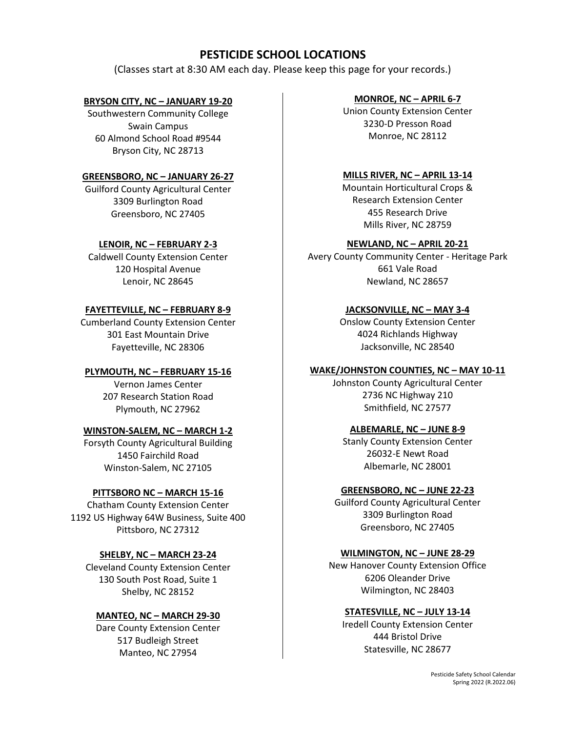# PESTICIDE SCHOOL LOCATIONS

(Classes start at 8:30 AM each day. Please keep this page for your records.)

**BRYSON CITY, NC – JANUARY 19-20**
Southwestern Community College
Swain Campus
60 Almond School Road #9544
Bryson City, NC 28713

**GREENSBORO, NC – JANUARY 26-27**
Guilford County Agricultural Center
3309 Burlington Road
Greensboro, NC 27405

**LENOIR, NC – FEBRUARY 2-3**
Caldwell County Extension Center
120 Hospital Avenue
Lenoir, NC 28645

**FAYETTEVILLE, NC – FEBRUARY 8-9**
Cumberland County Extension Center
301 East Mountain Drive
Fayetteville, NC 28306

**PLYMOUTH, NC – FEBRUARY 15-16**
Vernon James Center
207 Research Station Road
Plymouth, NC 27962

**WINSTON-SALEM, NC – MARCH 1-2**
Forsyth County Agricultural Building
1450 Fairchild Road
Winston-Salem, NC 27105

**PITTSBORO NC – MARCH 15-16**
Chatham County Extension Center
1192 US Highway 64W Business, Suite 400
Pittsboro, NC 27312

**SHELBY, NC – MARCH 23-24**
Cleveland County Extension Center
130 South Post Road, Suite 1
Shelby, NC 28152

**MANTEO, NC – MARCH 29-30**
Dare County Extension Center
517 Budleigh Street
Manteo, NC 27954

**MONROE, NC – APRIL 6-7**
Union County Extension Center
3230-D Presson Road
Monroe, NC 28112

**MILLS RIVER, NC – APRIL 13-14**
Mountain Horticultural Crops &
Research Extension Center
455 Research Drive
Mills River, NC 28759

**NEWLAND, NC – APRIL 20-21**
Avery County Community Center - Heritage Park
661 Vale Road
Newland, NC 28657

**JACKSONVILLE, NC – MAY 3-4**
Onslow County Extension Center
4024 Richlands Highway
Jacksonville, NC 28540

**WAKE/JOHNSTON COUNTIES, NC – MAY 10-11**
Johnston County Agricultural Center
2736 NC Highway 210
Smithfield, NC 27577

**ALBEMARLE, NC – JUNE 8-9**
Stanly County Extension Center
26032-E Newt Road
Albemarle, NC 28001

**GREENSBORO, NC – JUNE 22-23**
Guilford County Agricultural Center
3309 Burlington Road
Greensboro, NC 27405

**WILMINGTON, NC – JUNE 28-29**
New Hanover County Extension Office
6206 Oleander Drive
Wilmington, NC 28403

**STATESVILLE, NC – JULY 13-14**
Iredell County Extension Center
444 Bristol Drive
Statesville, NC 28677